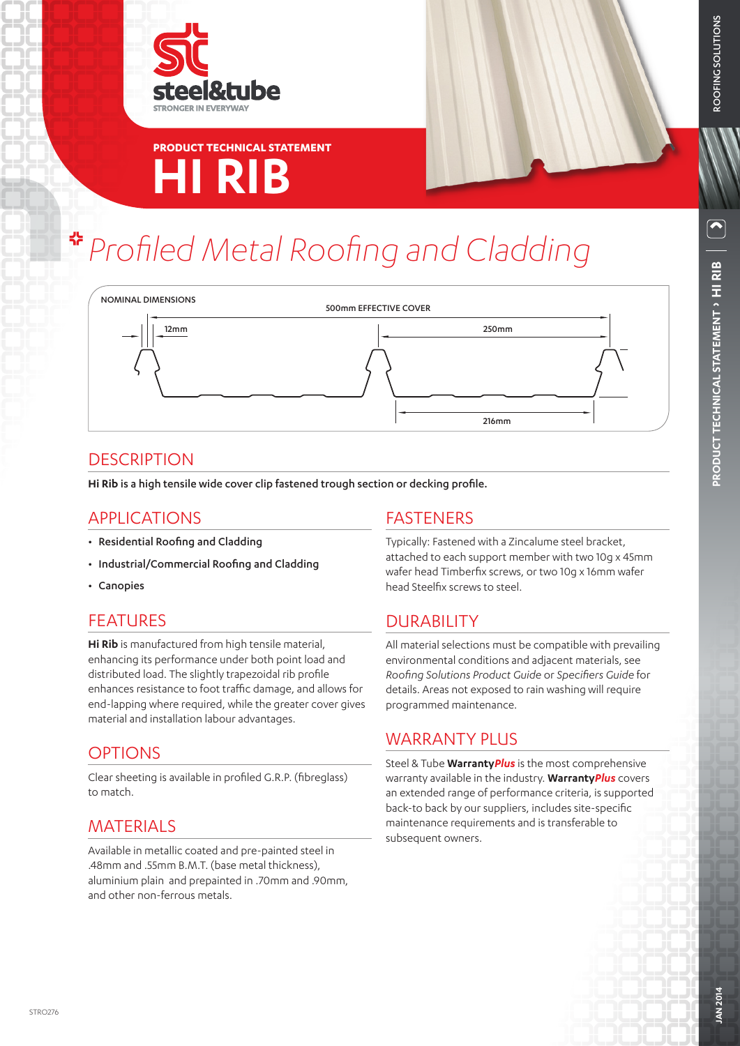steel&tube

STRONGER IN EVERYWAY

**PRODUCT TECHNICAL STATEMENT**

# HI RIB

## *Profiled Metal Roofing and Cladding*

NOMINAL DIMENSIONS

500mm EFFECTIVE COVER

12mm

250mm

216mm

## DESCRIPTION

**Hi Rib is a high tensile wide cover clip fastened trough section or decking profile.**

## APPLICATIONS

- **Residential Roofing and Cladding**
- **Industrial/Commercial Roofing and Cladding**
- **Canopies**

## FEATURES

**Hi Rib** is manufactured from high tensile material, enhancing its performance under both point load and distributed load. The slightly trapezoidal rib profile enhances resistance to foot traffic damage, and allows for end-lapping where required, while the greater cover gives material and installation labour advantages.

## OPTIONS

Clear sheeting is available in profiled G.R.P. (fibreglass) to match.

## MATERIALS

Available in metallic coated and pre-painted steel in .48mm and .55mm B.M.T. (base metal thickness), aluminium plain and prepainted in .70mm and .90mm, and other non-ferrous metals.

## FASTENERS

Typically: Fastened with a Zincalume steel bracket, attached to each support member with two 10g x 45mm wafer head Timberfix screws, or two 10g x 16mm wafer head Steelfix screws to steel.

## DURABILITY

All material selections must be compatible with prevailing environmental conditions and adjacent materials, see *Roofing Solutions Product Guide* or *Specifiers Guide* for details. Areas not exposed to rain washing will require programmed maintenance.

## WARRANTY PLUS

Steel & Tube **Warranty*Plus*** is the most comprehensive warranty available in the industry. **Warranty*Plus*** covers an extended range of performance criteria, is supported back-to back by our suppliers, includes site-specific maintenance requirements and is transferable to subsequent owners.

STRO276

JAN 2014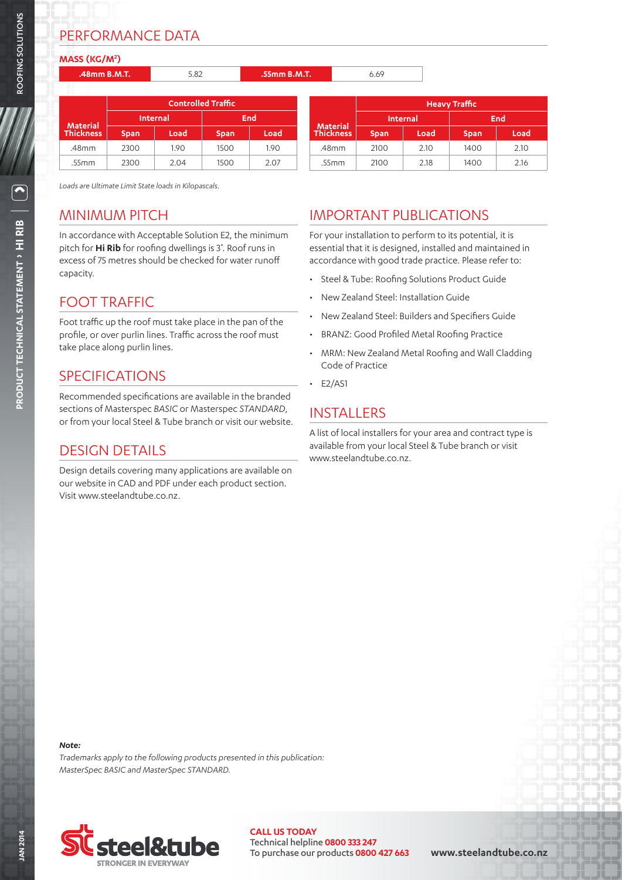## PERFORMANCE DATA

**MASS (KG/M²)**

| .48mm B.M.T. | 5.82 | .55mm B.M.T. | 6.69 |
|---|---|---|---|

| Material Thickness | Controlled Traffic | | | |
|---|---|---|---|---|
| | Internal | | End | |
| | Span | Load | Span | Load |
| .48mm | 2300 | 1.90 | 1500 | 1.90 |
| .55mm | 2300 | 2.04 | 1500 | 2.07 |

| Material Thickness | Heavy Traffic | | | |
|---|---|---|---|---|
| | Internal | | End | |
| | Span | Load | Span | Load |
| .48mm | 2100 | 2.10 | 1400 | 2.10 |
| .55mm | 2100 | 2.18 | 1400 | 2.16 |

*Loads are Ultimate Limit State loads in Kilopascals.*

## MINIMUM PITCH

In accordance with Acceptable Solution E2, the minimum pitch for **Hi Rib** for roofing dwellings is 3˚. Roof runs in excess of 75 metres should be checked for water runoff capacity.

## FOOT TRAFFIC

Foot traffic up the roof must take place in the pan of the profile, or over purlin lines. Traffic across the roof must take place along purlin lines.

## SPECIFICATIONS

Recommended specifications are available in the branded sections of Masterspec *BASIC* or Masterspec *STANDARD*, or from your local Steel & Tube branch or visit our website.

## DESIGN DETAILS

Design details covering many applications are available on our website in CAD and PDF under each product section. Visit www.steelandtube.co.nz.

## IMPORTANT PUBLICATIONS

For your installation to perform to its potential, it is essential that it is designed, installed and maintained in accordance with good trade practice. Please refer to:

- Steel & Tube: Roofing Solutions Product Guide
- New Zealand Steel: Installation Guide
- New Zealand Steel: Builders and Specifiers Guide
- BRANZ: Good Profiled Metal Roofing Practice
- MRM: New Zealand Metal Roofing and Wall Cladding Code of Practice
- E2/AS1

## INSTALLERS

A list of local installers for your area and contract type is available from your local Steel & Tube branch or visit www.steelandtube.co.nz.

***Note:***

*Trademarks apply to the following products presented in this publication: MasterSpec BASIC and MasterSpec STANDARD.*

steel&tube STRONGER IN EVERYWAY

**CALL US TODAY**
Technical helpline **0800 333 247**
To purchase our products **0800 427 663**

**www.steelandtube.co.nz**